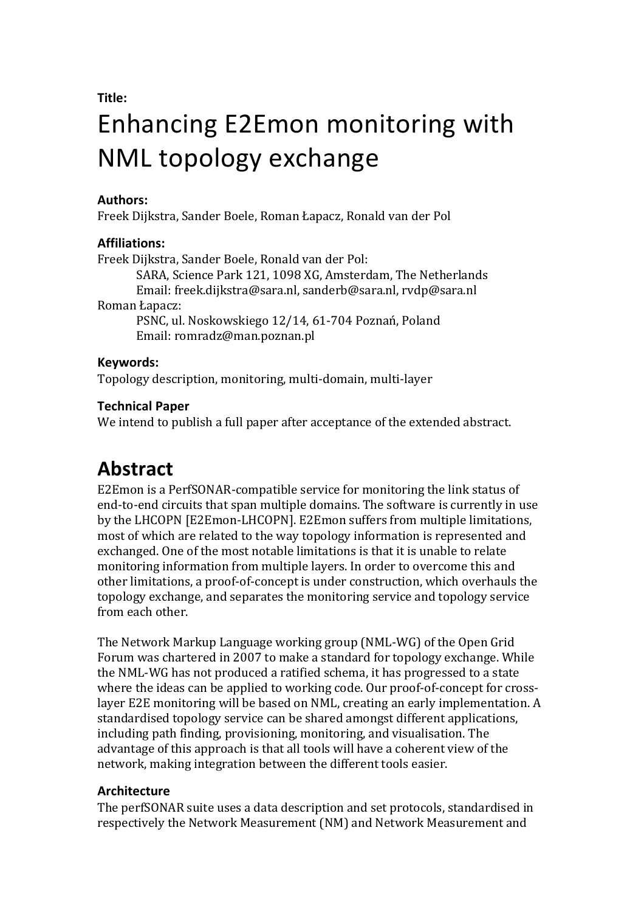**Title:**

# Enhancing E2Emon monitoring with NML topology exchange

### Authors:

Freek Dijkstra, Sander Boele, Roman Łapacz, Ronald van der Pol

### Affiliations:

Freek Dijkstra, Sander Boele, Ronald van der Pol:

SARA, Science Park 121, 1098 XG, Amsterdam, The Netherlands
Email: freek.dijkstra@sara.nl, sanderb@sara.nl, rvdp@sara.nl

Roman Łapacz:

PSNC, ul. Noskowskiego 12/14, 61-704 Poznań, Poland
Email: romradz@man.poznan.pl

### Keywords:

Topology description, monitoring, multi-domain, multi-layer

### Technical Paper

We intend to publish a full paper after acceptance of the extended abstract.

# Abstract

E2Emon is a PerfSONAR-compatible service for monitoring the link status of end-to-end circuits that span multiple domains. The software is currently in use by the LHCOPN [E2Emon-LHCOPN]. E2Emon suffers from multiple limitations, most of which are related to the way topology information is represented and exchanged. One of the most notable limitations is that it is unable to relate monitoring information from multiple layers. In order to overcome this and other limitations, a proof-of-concept is under construction, which overhauls the topology exchange, and separates the monitoring service and topology service from each other.

The Network Markup Language working group (NML-WG) of the Open Grid Forum was chartered in 2007 to make a standard for topology exchange. While the NML-WG has not produced a ratified schema, it has progressed to a state where the ideas can be applied to working code. Our proof-of-concept for cross-layer E2E monitoring will be based on NML, creating an early implementation. A standardised topology service can be shared amongst different applications, including path finding, provisioning, monitoring, and visualisation. The advantage of this approach is that all tools will have a coherent view of the network, making integration between the different tools easier.

### Architecture

The perfSONAR suite uses a data description and set protocols, standardised in respectively the Network Measurement (NM) and Network Measurement and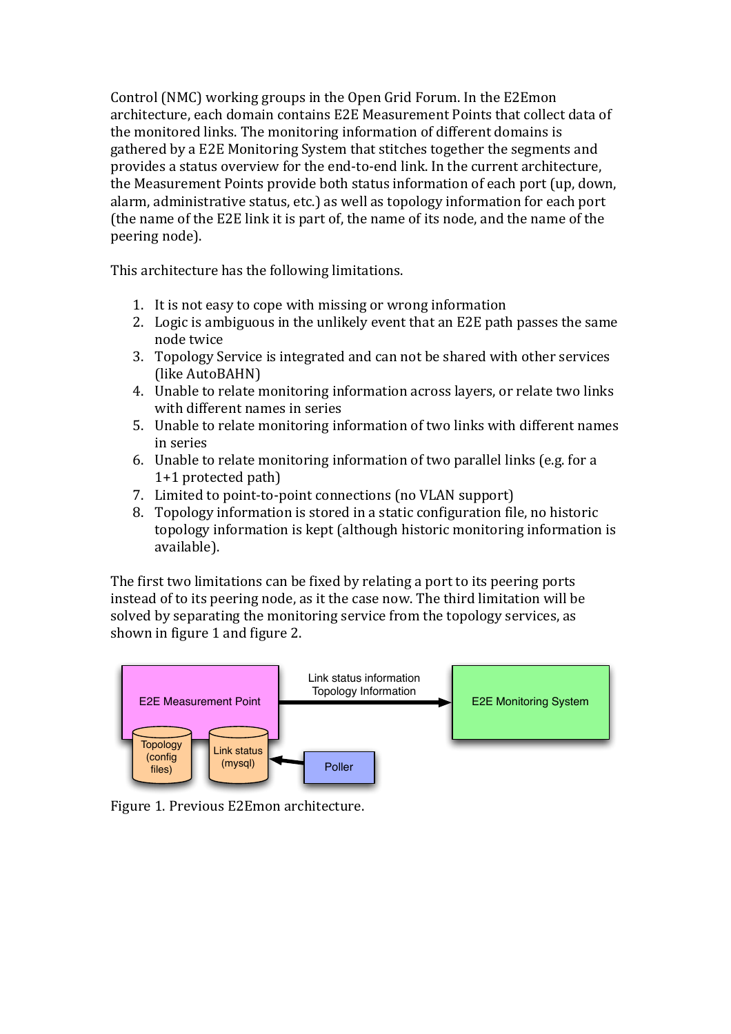Control (NMC) working groups in the Open Grid Forum. In the E2Emon architecture, each domain contains E2E Measurement Points that collect data of the monitored links. The monitoring information of different domains is gathered by a E2E Monitoring System that stitches together the segments and provides a status overview for the end-to-end link. In the current architecture, the Measurement Points provide both status information of each port (up, down, alarm, administrative status, etc.) as well as topology information for each port (the name of the E2E link it is part of, the name of its node, and the name of the peering node).

This architecture has the following limitations.

1. It is not easy to cope with missing or wrong information
2. Logic is ambiguous in the unlikely event that an E2E path passes the same node twice
3. Topology Service is integrated and can not be shared with other services (like AutoBAHN)
4. Unable to relate monitoring information across layers, or relate two links with different names in series
5. Unable to relate monitoring information of two links with different names in series
6. Unable to relate monitoring information of two parallel links (e.g. for a 1+1 protected path)
7. Limited to point-to-point connections (no VLAN support)
8. Topology information is stored in a static configuration file, no historic topology information is kept (although historic monitoring information is available).

The first two limitations can be fixed by relating a port to its peering ports instead of to its peering node, as it the case now. The third limitation will be solved by separating the monitoring service from the topology services, as shown in figure 1 and figure 2.

E2E Measurement Point

Topology (config files)

Link status (mysql)

Poller

Link status information
Topology Information

E2E Monitoring System

Figure 1. Previous E2Emon architecture.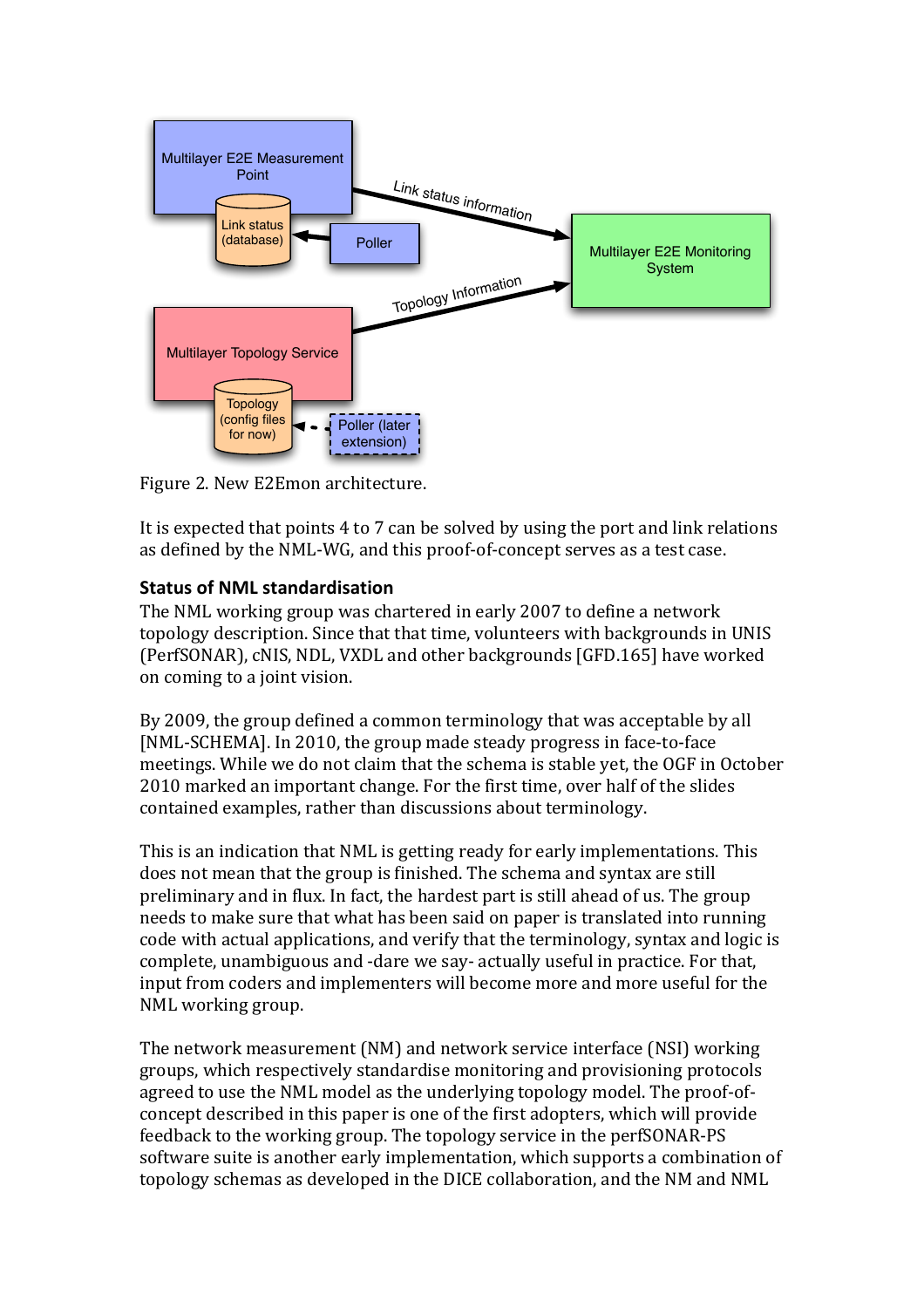Figure 2. New E2Emon architecture.

It is expected that points 4 to 7 can be solved by using the port and link relations as defined by the NML-WG, and this proof-of-concept serves as a test case.

## Status of NML standardisation

The NML working group was chartered in early 2007 to define a network topology description. Since that that time, volunteers with backgrounds in UNIS (PerfSONAR), cNIS, NDL, VXDL and other backgrounds [GFD.165] have worked on coming to a joint vision.

By 2009, the group defined a common terminology that was acceptable by all [NML-SCHEMA]. In 2010, the group made steady progress in face-to-face meetings. While we do not claim that the schema is stable yet, the OGF in October 2010 marked an important change. For the first time, over half of the slides contained examples, rather than discussions about terminology.

This is an indication that NML is getting ready for early implementations. This does not mean that the group is finished. The schema and syntax are still preliminary and in flux. In fact, the hardest part is still ahead of us. The group needs to make sure that what has been said on paper is translated into running code with actual applications, and verify that the terminology, syntax and logic is complete, unambiguous and -dare we say- actually useful in practice. For that, input from coders and implementers will become more and more useful for the NML working group.

The network measurement (NM) and network service interface (NSI) working groups, which respectively standardise monitoring and provisioning protocols agreed to use the NML model as the underlying topology model. The proof-of-concept described in this paper is one of the first adopters, which will provide feedback to the working group. The topology service in the perfSONAR-PS software suite is another early implementation, which supports a combination of topology schemas as developed in the DICE collaboration, and the NM and NML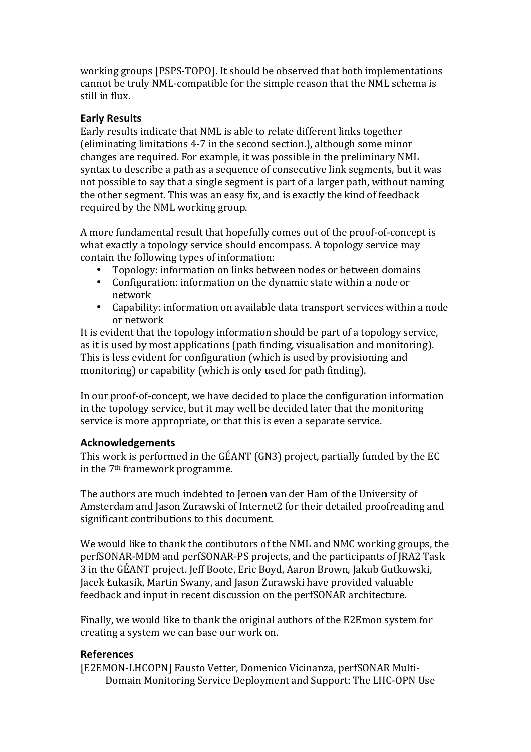working groups [PSPS-TOPO]. It should be observed that both implementations cannot be truly NML-compatible for the simple reason that the NML schema is still in flux.

### Early Results

Early results indicate that NML is able to relate different links together (eliminating limitations 4-7 in the second section.), although some minor changes are required. For example, it was possible in the preliminary NML syntax to describe a path as a sequence of consecutive link segments, but it was not possible to say that a single segment is part of a larger path, without naming the other segment. This was an easy fix, and is exactly the kind of feedback required by the NML working group.

A more fundamental result that hopefully comes out of the proof-of-concept is what exactly a topology service should encompass. A topology service may contain the following types of information:

- Topology: information on links between nodes or between domains
- Configuration: information on the dynamic state within a node or network
- Capability: information on available data transport services within a node or network

It is evident that the topology information should be part of a topology service, as it is used by most applications (path finding, visualisation and monitoring). This is less evident for configuration (which is used by provisioning and monitoring) or capability (which is only used for path finding).

In our proof-of-concept, we have decided to place the configuration information in the topology service, but it may well be decided later that the monitoring service is more appropriate, or that this is even a separate service.

### Acknowledgements

This work is performed in the GÉANT (GN3) project, partially funded by the EC in the 7th framework programme.

The authors are much indebted to Jeroen van der Ham of the University of Amsterdam and Jason Zurawski of Internet2 for their detailed proofreading and significant contributions to this document.

We would like to thank the contibutors of the NML and NMC working groups, the perfSONAR-MDM and perfSONAR-PS projects, and the participants of JRA2 Task 3 in the GÉANT project. Jeff Boote, Eric Boyd, Aaron Brown, Jakub Gutkowski, Jacek Łukasik, Martin Swany, and Jason Zurawski have provided valuable feedback and input in recent discussion on the perfSONAR architecture.

Finally, we would like to thank the original authors of the E2Emon system for creating a system we can base our work on.

### References

[E2EMON-LHCOPN] Fausto Vetter, Domenico Vicinanza, perfSONAR Multi-Domain Monitoring Service Deployment and Support: The LHC-OPN Use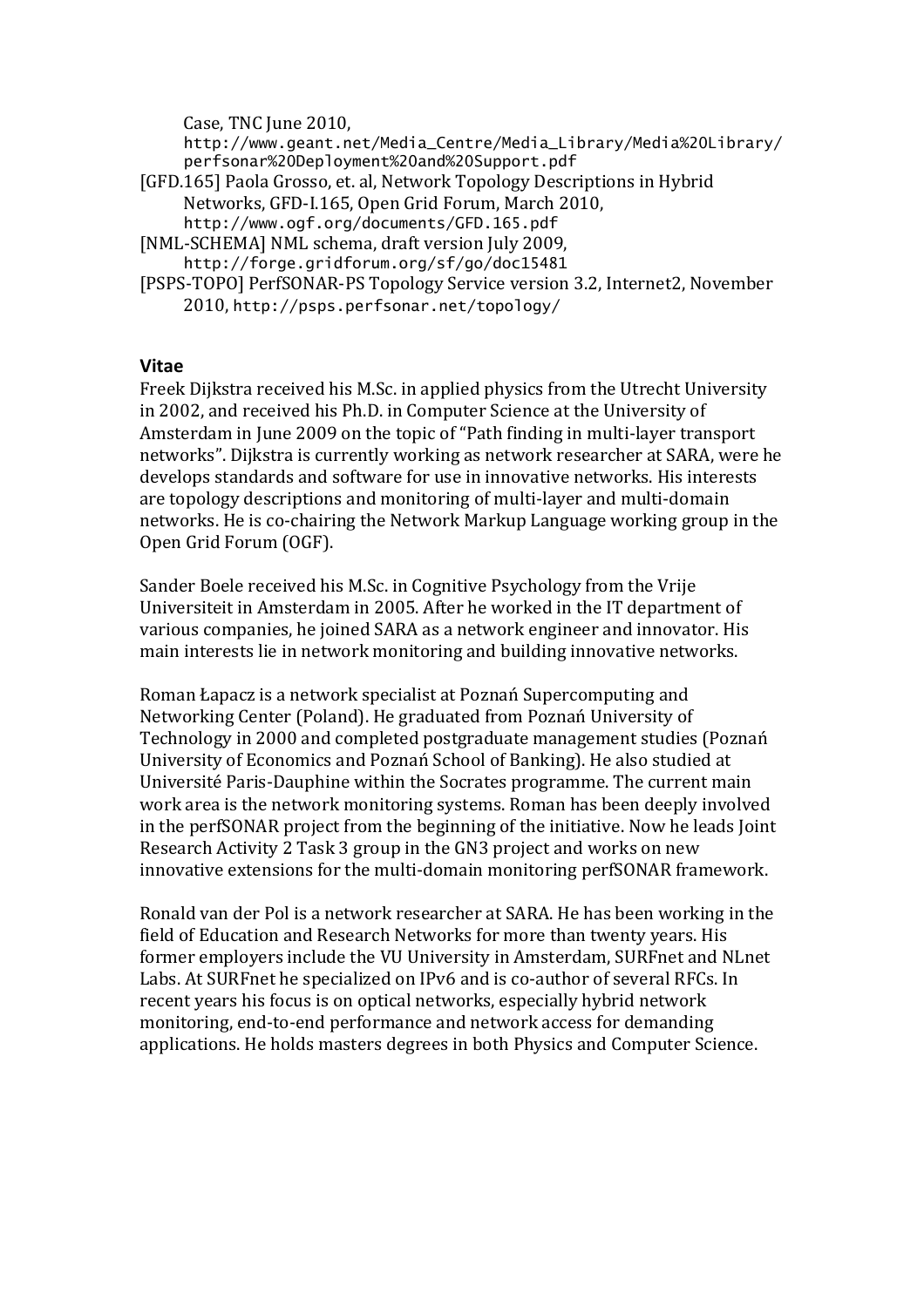Case, TNC June 2010,
http://www.geant.net/Media_Centre/Media_Library/Media%20Library/perfsonar%20Deployment%20and%20Support.pdf

[GFD.165] Paola Grosso, et. al, Network Topology Descriptions in Hybrid Networks, GFD-I.165, Open Grid Forum, March 2010, http://www.ogf.org/documents/GFD.165.pdf

[NML-SCHEMA] NML schema, draft version July 2009, http://forge.gridforum.org/sf/go/doc15481

[PSPS-TOPO] PerfSONAR-PS Topology Service version 3.2, Internet2, November 2010, http://psps.perfsonar.net/topology/

## Vitae

Freek Dijkstra received his M.Sc. in applied physics from the Utrecht University in 2002, and received his Ph.D. in Computer Science at the University of Amsterdam in June 2009 on the topic of "Path finding in multi-layer transport networks". Dijkstra is currently working as network researcher at SARA, were he develops standards and software for use in innovative networks. His interests are topology descriptions and monitoring of multi-layer and multi-domain networks. He is co-chairing the Network Markup Language working group in the Open Grid Forum (OGF).

Sander Boele received his M.Sc. in Cognitive Psychology from the Vrije Universiteit in Amsterdam in 2005. After he worked in the IT department of various companies, he joined SARA as a network engineer and innovator. His main interests lie in network monitoring and building innovative networks.

Roman Łapacz is a network specialist at Poznań Supercomputing and Networking Center (Poland). He graduated from Poznań University of Technology in 2000 and completed postgraduate management studies (Poznań University of Economics and Poznań School of Banking). He also studied at Université Paris-Dauphine within the Socrates programme. The current main work area is the network monitoring systems. Roman has been deeply involved in the perfSONAR project from the beginning of the initiative. Now he leads Joint Research Activity 2 Task 3 group in the GN3 project and works on new innovative extensions for the multi-domain monitoring perfSONAR framework.

Ronald van der Pol is a network researcher at SARA. He has been working in the field of Education and Research Networks for more than twenty years. His former employers include the VU University in Amsterdam, SURFnet and NLnet Labs. At SURFnet he specialized on IPv6 and is co-author of several RFCs. In recent years his focus is on optical networks, especially hybrid network monitoring, end-to-end performance and network access for demanding applications. He holds masters degrees in both Physics and Computer Science.